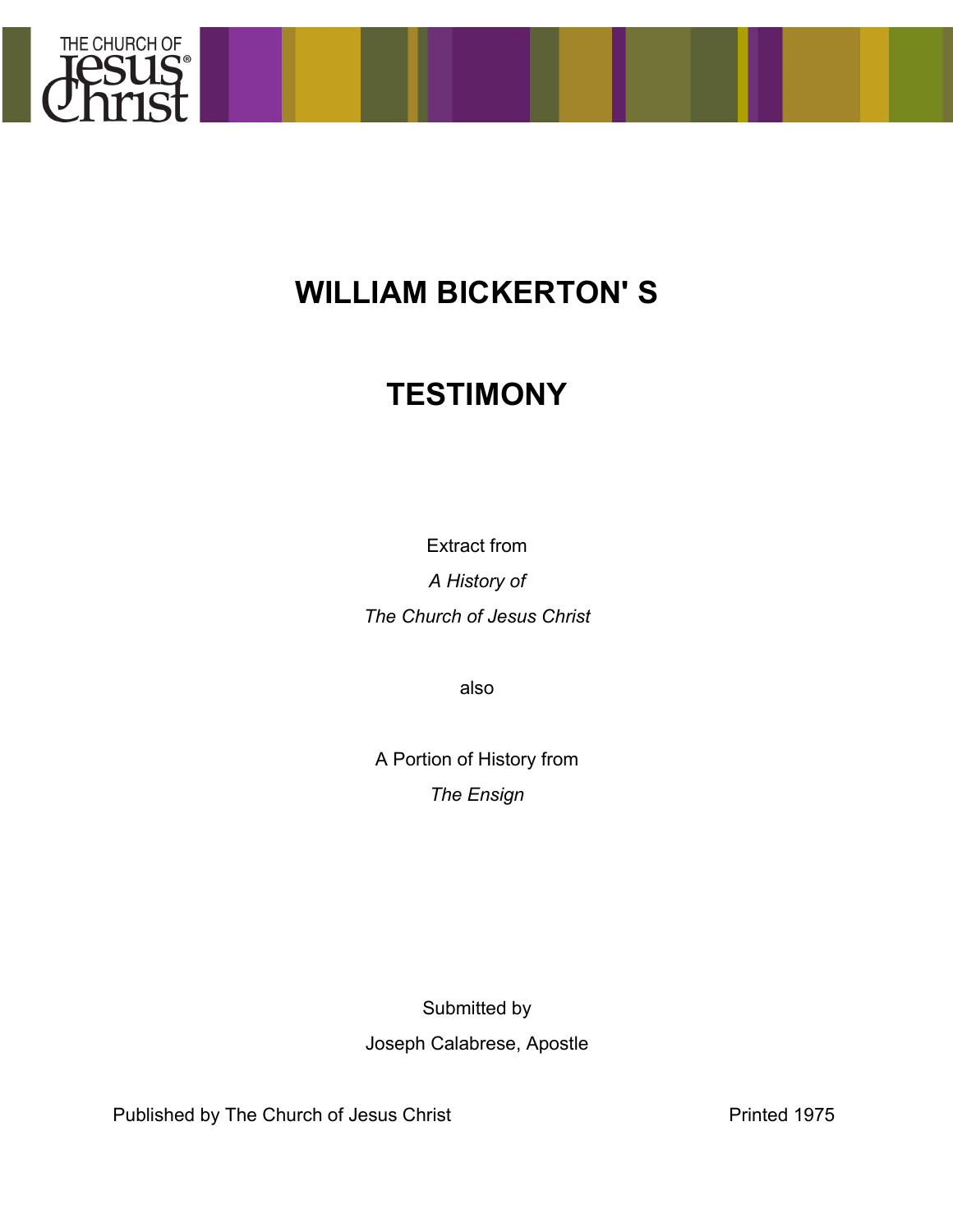# WILLIAM BICKERTON' S

# TESTIMONY

Extract from

*A History of*

*The Church of Jesus Christ*

also

A Portion of History from

*The Ensign*

Submitted by

Joseph Calabrese, Apostle

Published by The Church of Jesus Christ

Printed 1975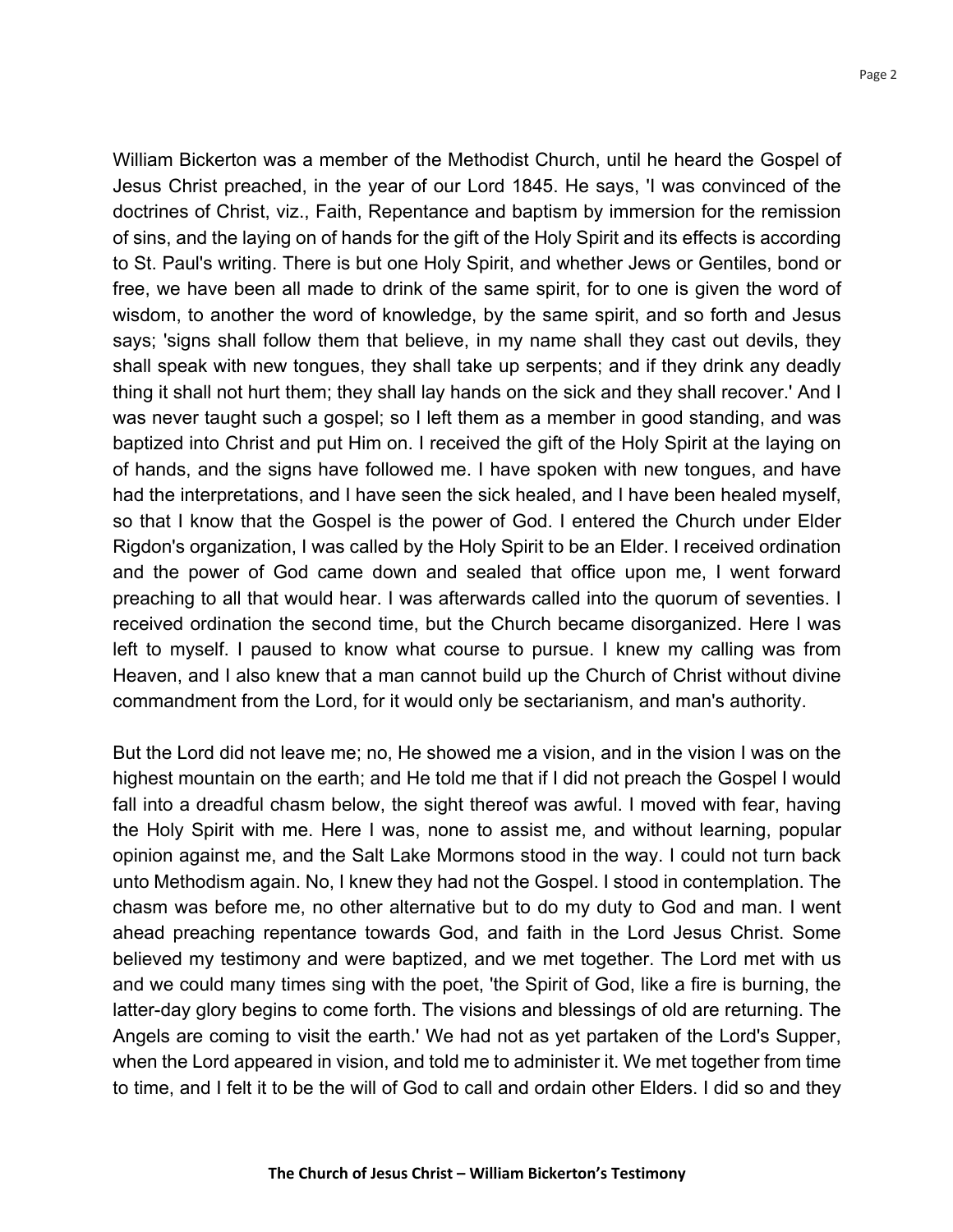William Bickerton was a member of the Methodist Church, until he heard the Gospel of Jesus Christ preached, in the year of our Lord 1845. He says, 'I was convinced of the doctrines of Christ, viz., Faith, Repentance and baptism by immersion for the remission of sins, and the laying on of hands for the gift of the Holy Spirit and its effects is according to St. Paul's writing. There is but one Holy Spirit, and whether Jews or Gentiles, bond or free, we have been all made to drink of the same spirit, for to one is given the word of wisdom, to another the word of knowledge, by the same spirit, and so forth and Jesus says; 'signs shall follow them that believe, in my name shall they cast out devils, they shall speak with new tongues, they shall take up serpents; and if they drink any deadly thing it shall not hurt them; they shall lay hands on the sick and they shall recover.' And I was never taught such a gospel; so I left them as a member in good standing, and was baptized into Christ and put Him on. I received the gift of the Holy Spirit at the laying on of hands, and the signs have followed me. I have spoken with new tongues, and have had the interpretations, and I have seen the sick healed, and I have been healed myself, so that I know that the Gospel is the power of God. I entered the Church under Elder Rigdon's organization, I was called by the Holy Spirit to be an Elder. I received ordination and the power of God came down and sealed that office upon me, I went forward preaching to all that would hear. I was afterwards called into the quorum of seventies. I received ordination the second time, but the Church became disorganized. Here I was left to myself. I paused to know what course to pursue. I knew my calling was from Heaven, and I also knew that a man cannot build up the Church of Christ without divine commandment from the Lord, for it would only be sectarianism, and man's authority.

But the Lord did not leave me; no, He showed me a vision, and in the vision I was on the highest mountain on the earth; and He told me that if I did not preach the Gospel I would fall into a dreadful chasm below, the sight thereof was awful. I moved with fear, having the Holy Spirit with me. Here I was, none to assist me, and without learning, popular opinion against me, and the Salt Lake Mormons stood in the way. I could not turn back unto Methodism again. No, I knew they had not the Gospel. I stood in contemplation. The chasm was before me, no other alternative but to do my duty to God and man. I went ahead preaching repentance towards God, and faith in the Lord Jesus Christ. Some believed my testimony and were baptized, and we met together. The Lord met with us and we could many times sing with the poet, 'the Spirit of God, like a fire is burning, the latter-day glory begins to come forth. The visions and blessings of old are returning. The Angels are coming to visit the earth.' We had not as yet partaken of the Lord's Supper, when the Lord appeared in vision, and told me to administer it. We met together from time to time, and I felt it to be the will of God to call and ordain other Elders. I did so and they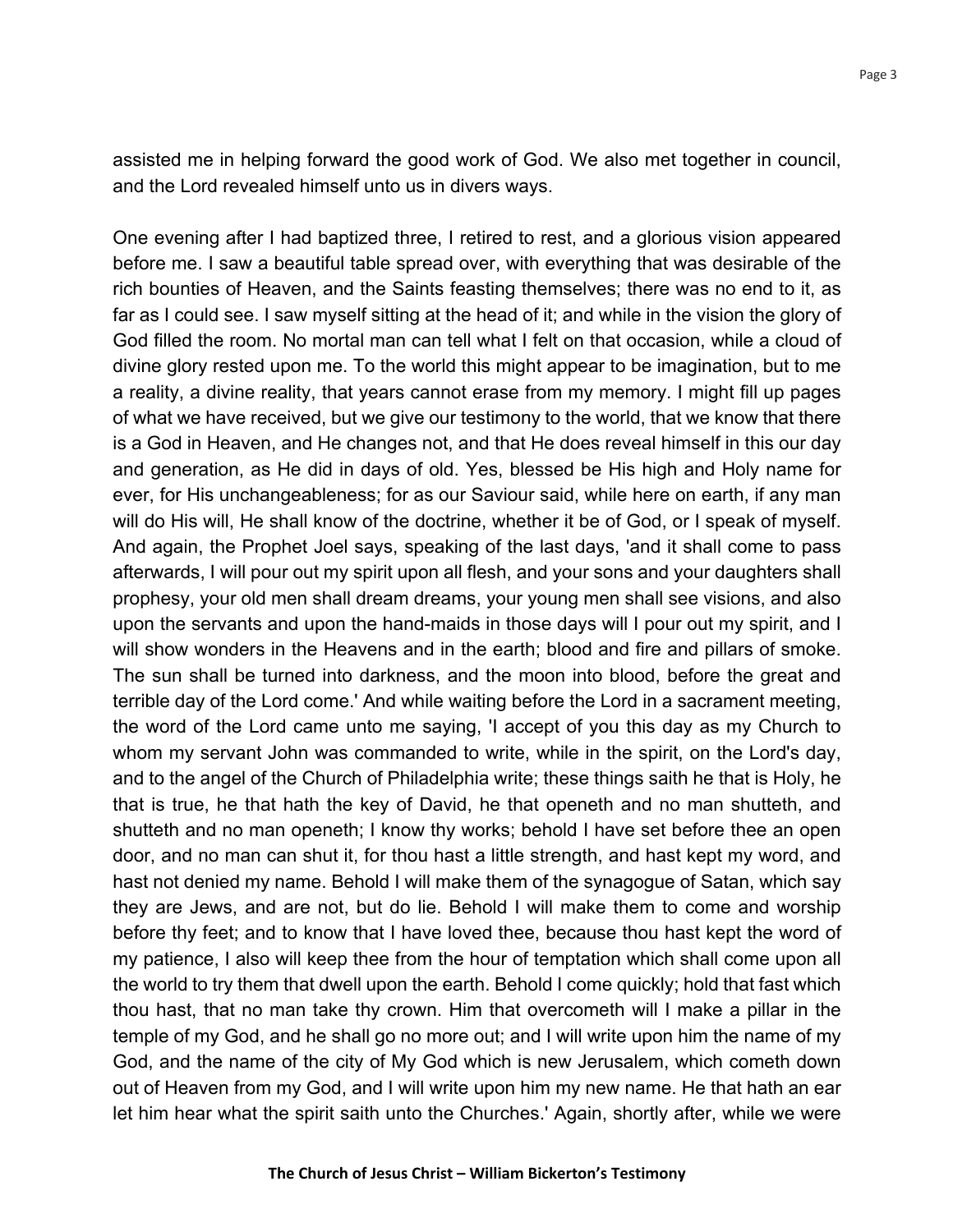assisted me in helping forward the good work of God. We also met together in council, and the Lord revealed himself unto us in divers ways.

One evening after I had baptized three, I retired to rest, and a glorious vision appeared before me. I saw a beautiful table spread over, with everything that was desirable of the rich bounties of Heaven, and the Saints feasting themselves; there was no end to it, as far as I could see. I saw myself sitting at the head of it; and while in the vision the glory of God filled the room. No mortal man can tell what I felt on that occasion, while a cloud of divine glory rested upon me. To the world this might appear to be imagination, but to me a reality, a divine reality, that years cannot erase from my memory. I might fill up pages of what we have received, but we give our testimony to the world, that we know that there is a God in Heaven, and He changes not, and that He does reveal himself in this our day and generation, as He did in days of old. Yes, blessed be His high and Holy name for ever, for His unchangeableness; for as our Saviour said, while here on earth, if any man will do His will, He shall know of the doctrine, whether it be of God, or I speak of myself. And again, the Prophet Joel says, speaking of the last days, 'and it shall come to pass afterwards, I will pour out my spirit upon all flesh, and your sons and your daughters shall prophesy, your old men shall dream dreams, your young men shall see visions, and also upon the servants and upon the hand-maids in those days will I pour out my spirit, and I will show wonders in the Heavens and in the earth; blood and fire and pillars of smoke. The sun shall be turned into darkness, and the moon into blood, before the great and terrible day of the Lord come.' And while waiting before the Lord in a sacrament meeting, the word of the Lord came unto me saying, 'I accept of you this day as my Church to whom my servant John was commanded to write, while in the spirit, on the Lord's day, and to the angel of the Church of Philadelphia write; these things saith he that is Holy, he that is true, he that hath the key of David, he that openeth and no man shutteth, and shutteth and no man openeth; I know thy works; behold I have set before thee an open door, and no man can shut it, for thou hast a little strength, and hast kept my word, and hast not denied my name. Behold I will make them of the synagogue of Satan, which say they are Jews, and are not, but do lie. Behold I will make them to come and worship before thy feet; and to know that I have loved thee, because thou hast kept the word of my patience, I also will keep thee from the hour of temptation which shall come upon all the world to try them that dwell upon the earth. Behold I come quickly; hold that fast which thou hast, that no man take thy crown. Him that overcometh will I make a pillar in the temple of my God, and he shall go no more out; and I will write upon him the name of my God, and the name of the city of My God which is new Jerusalem, which cometh down out of Heaven from my God, and I will write upon him my new name. He that hath an ear let him hear what the spirit saith unto the Churches.' Again, shortly after, while we were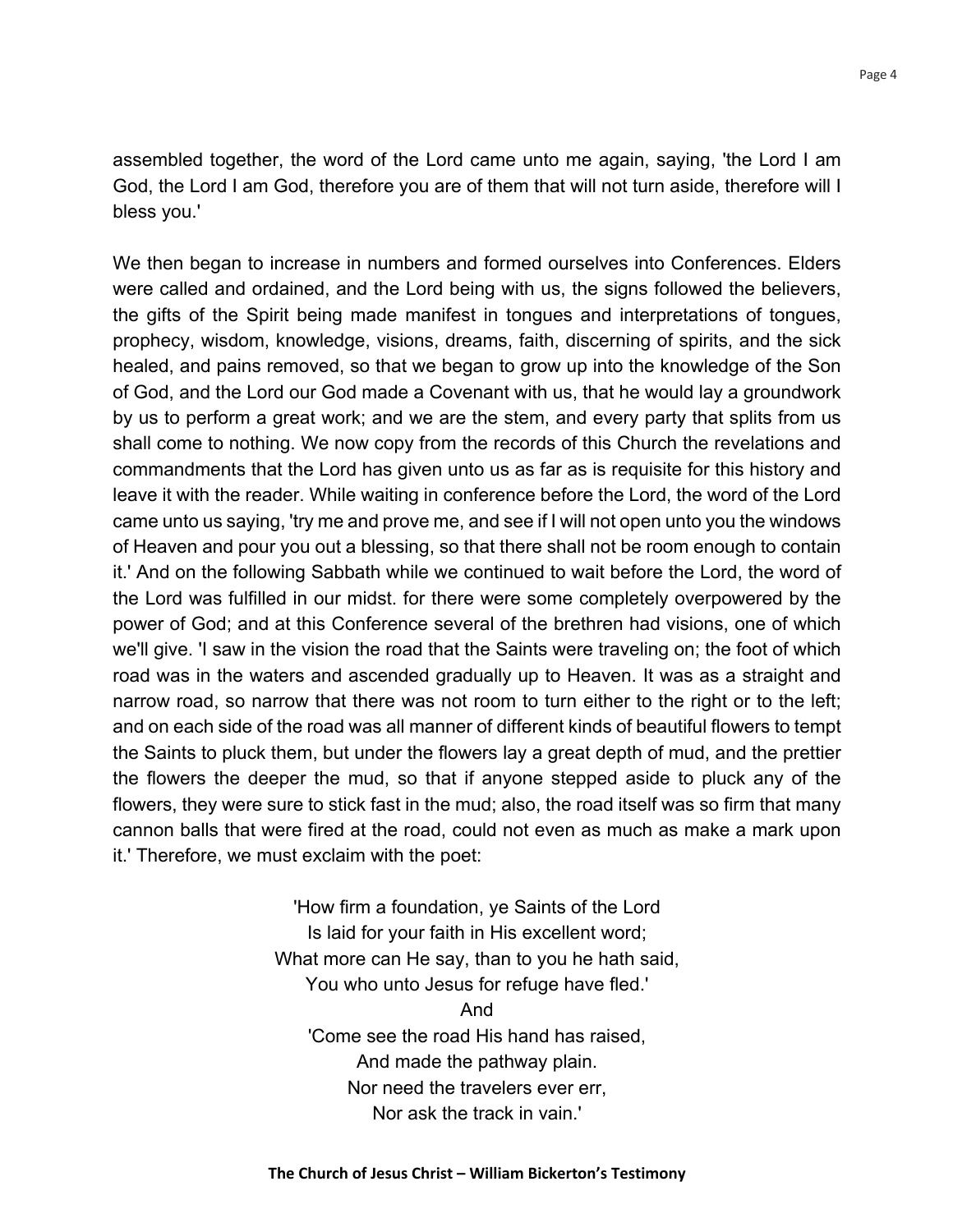assembled together, the word of the Lord came unto me again, saying, 'the Lord I am God, the Lord I am God, therefore you are of them that will not turn aside, therefore will I bless you.'

We then began to increase in numbers and formed ourselves into Conferences. Elders were called and ordained, and the Lord being with us, the signs followed the believers, the gifts of the Spirit being made manifest in tongues and interpretations of tongues, prophecy, wisdom, knowledge, visions, dreams, faith, discerning of spirits, and the sick healed, and pains removed, so that we began to grow up into the knowledge of the Son of God, and the Lord our God made a Covenant with us, that he would lay a groundwork by us to perform a great work; and we are the stem, and every party that splits from us shall come to nothing. We now copy from the records of this Church the revelations and commandments that the Lord has given unto us as far as is requisite for this history and leave it with the reader. While waiting in conference before the Lord, the word of the Lord came unto us saying, 'try me and prove me, and see if I will not open unto you the windows of Heaven and pour you out a blessing, so that there shall not be room enough to contain it.' And on the following Sabbath while we continued to wait before the Lord, the word of the Lord was fulfilled in our midst. for there were some completely overpowered by the power of God; and at this Conference several of the brethren had visions, one of which we'll give. 'I saw in the vision the road that the Saints were traveling on; the foot of which road was in the waters and ascended gradually up to Heaven. It was as a straight and narrow road, so narrow that there was not room to turn either to the right or to the left; and on each side of the road was all manner of different kinds of beautiful flowers to tempt the Saints to pluck them, but under the flowers lay a great depth of mud, and the prettier the flowers the deeper the mud, so that if anyone stepped aside to pluck any of the flowers, they were sure to stick fast in the mud; also, the road itself was so firm that many cannon balls that were fired at the road, could not even as much as make a mark upon it.' Therefore, we must exclaim with the poet:

'How firm a foundation, ye Saints of the Lord  
Is laid for your faith in His excellent word;  
What more can He say, than to you he hath said,  
You who unto Jesus for refuge have fled.'

And

'Come see the road His hand has raised,  
And made the pathway plain.  
Nor need the travelers ever err,  
Nor ask the track in vain.'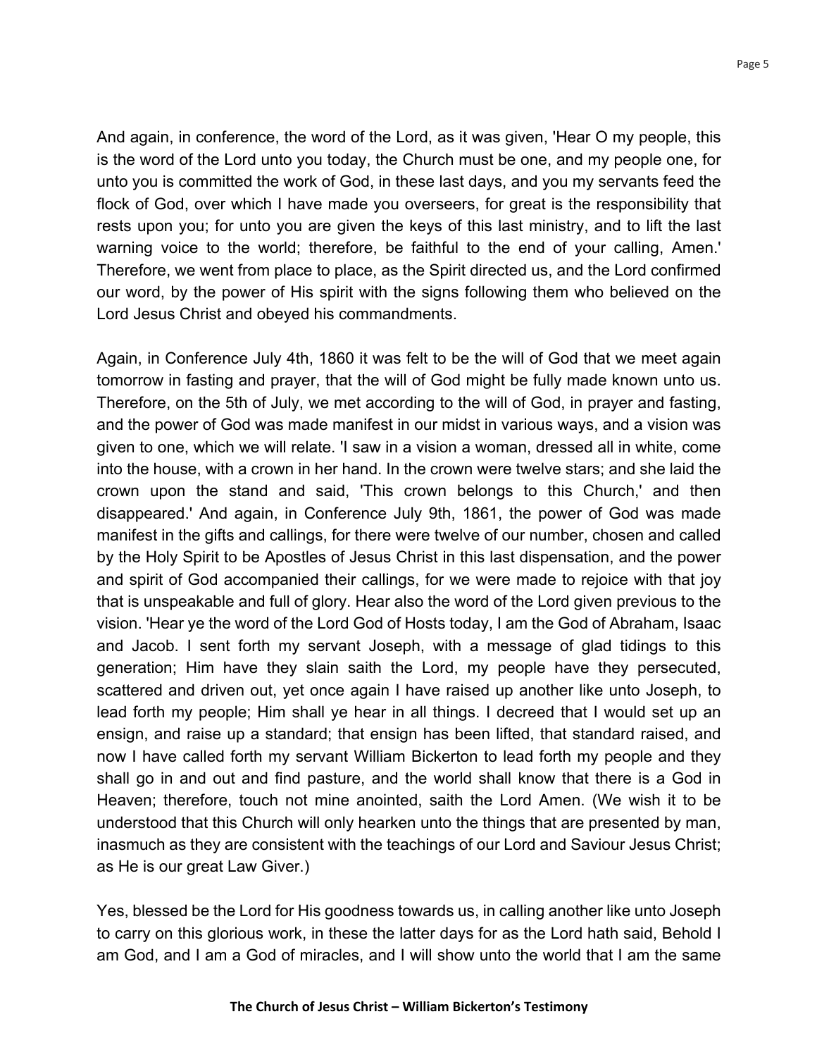And again, in conference, the word of the Lord, as it was given, 'Hear O my people, this is the word of the Lord unto you today, the Church must be one, and my people one, for unto you is committed the work of God, in these last days, and you my servants feed the flock of God, over which I have made you overseers, for great is the responsibility that rests upon you; for unto you are given the keys of this last ministry, and to lift the last warning voice to the world; therefore, be faithful to the end of your calling, Amen.' Therefore, we went from place to place, as the Spirit directed us, and the Lord confirmed our word, by the power of His spirit with the signs following them who believed on the Lord Jesus Christ and obeyed his commandments.

Again, in Conference July 4th, 1860 it was felt to be the will of God that we meet again tomorrow in fasting and prayer, that the will of God might be fully made known unto us. Therefore, on the 5th of July, we met according to the will of God, in prayer and fasting, and the power of God was made manifest in our midst in various ways, and a vision was given to one, which we will relate. 'I saw in a vision a woman, dressed all in white, come into the house, with a crown in her hand. In the crown were twelve stars; and she laid the crown upon the stand and said, 'This crown belongs to this Church,' and then disappeared.' And again, in Conference July 9th, 1861, the power of God was made manifest in the gifts and callings, for there were twelve of our number, chosen and called by the Holy Spirit to be Apostles of Jesus Christ in this last dispensation, and the power and spirit of God accompanied their callings, for we were made to rejoice with that joy that is unspeakable and full of glory. Hear also the word of the Lord given previous to the vision. 'Hear ye the word of the Lord God of Hosts today, I am the God of Abraham, Isaac and Jacob. I sent forth my servant Joseph, with a message of glad tidings to this generation; Him have they slain saith the Lord, my people have they persecuted, scattered and driven out, yet once again I have raised up another like unto Joseph, to lead forth my people; Him shall ye hear in all things. I decreed that I would set up an ensign, and raise up a standard; that ensign has been lifted, that standard raised, and now I have called forth my servant William Bickerton to lead forth my people and they shall go in and out and find pasture, and the world shall know that there is a God in Heaven; therefore, touch not mine anointed, saith the Lord Amen. (We wish it to be understood that this Church will only hearken unto the things that are presented by man, inasmuch as they are consistent with the teachings of our Lord and Saviour Jesus Christ; as He is our great Law Giver.)

Yes, blessed be the Lord for His goodness towards us, in calling another like unto Joseph to carry on this glorious work, in these the latter days for as the Lord hath said, Behold I am God, and I am a God of miracles, and I will show unto the world that I am the same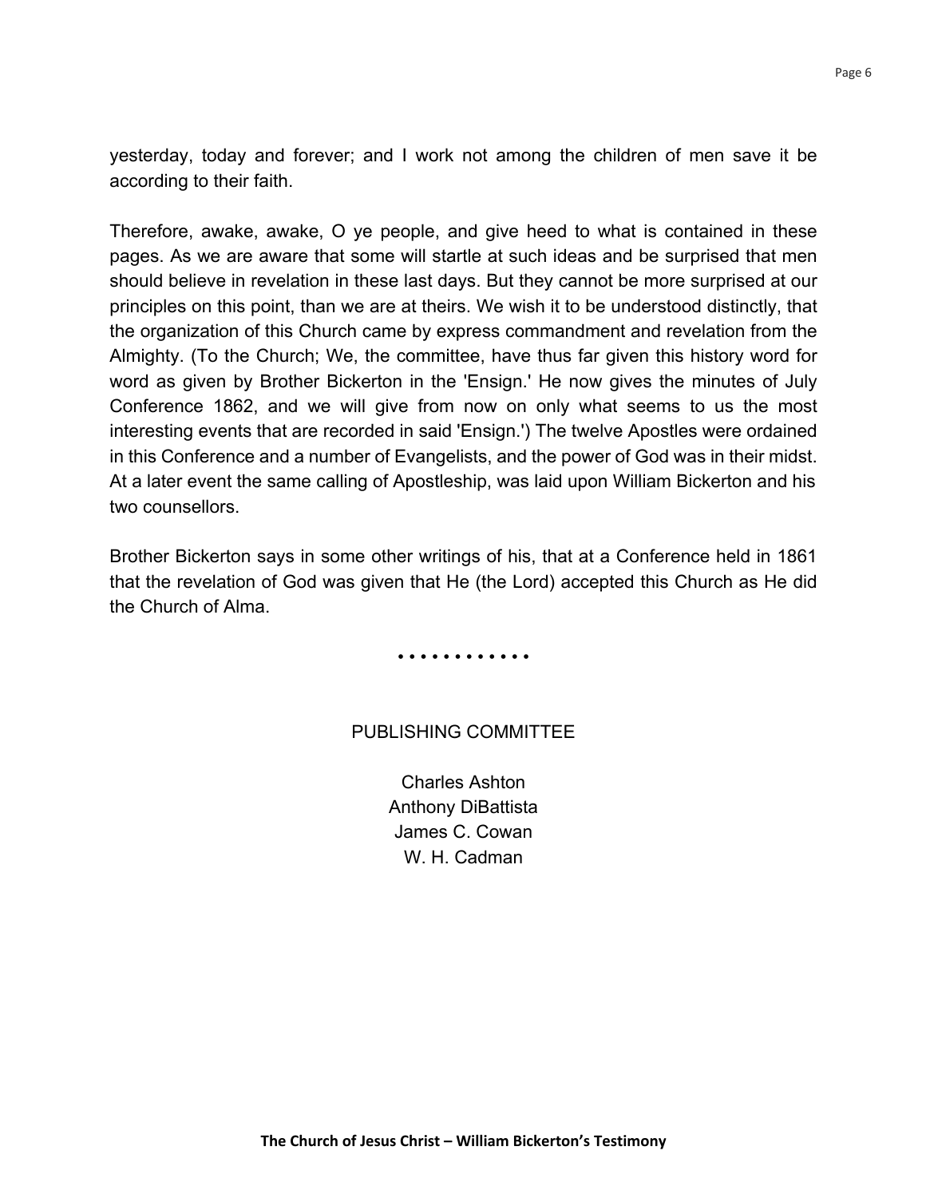yesterday, today and forever; and I work not among the children of men save it be according to their faith.

Therefore, awake, awake, O ye people, and give heed to what is contained in these pages. As we are aware that some will startle at such ideas and be surprised that men should believe in revelation in these last days. But they cannot be more surprised at our principles on this point, than we are at theirs. We wish it to be understood distinctly, that the organization of this Church came by express commandment and revelation from the Almighty. (To the Church; We, the committee, have thus far given this history word for word as given by Brother Bickerton in the 'Ensign.' He now gives the minutes of July Conference 1862, and we will give from now on only what seems to us the most interesting events that are recorded in said 'Ensign.') The twelve Apostles were ordained in this Conference and a number of Evangelists, and the power of God was in their midst. At a later event the same calling of Apostleship, was laid upon William Bickerton and his two counsellors.

Brother Bickerton says in some other writings of his, that at a Conference held in 1861 that the revelation of God was given that He (the Lord) accepted this Church as He did the Church of Alma.

• • • • • • • • • • • •

PUBLISHING COMMITTEE

Charles Ashton
Anthony DiBattista
James C. Cowan
W. H. Cadman